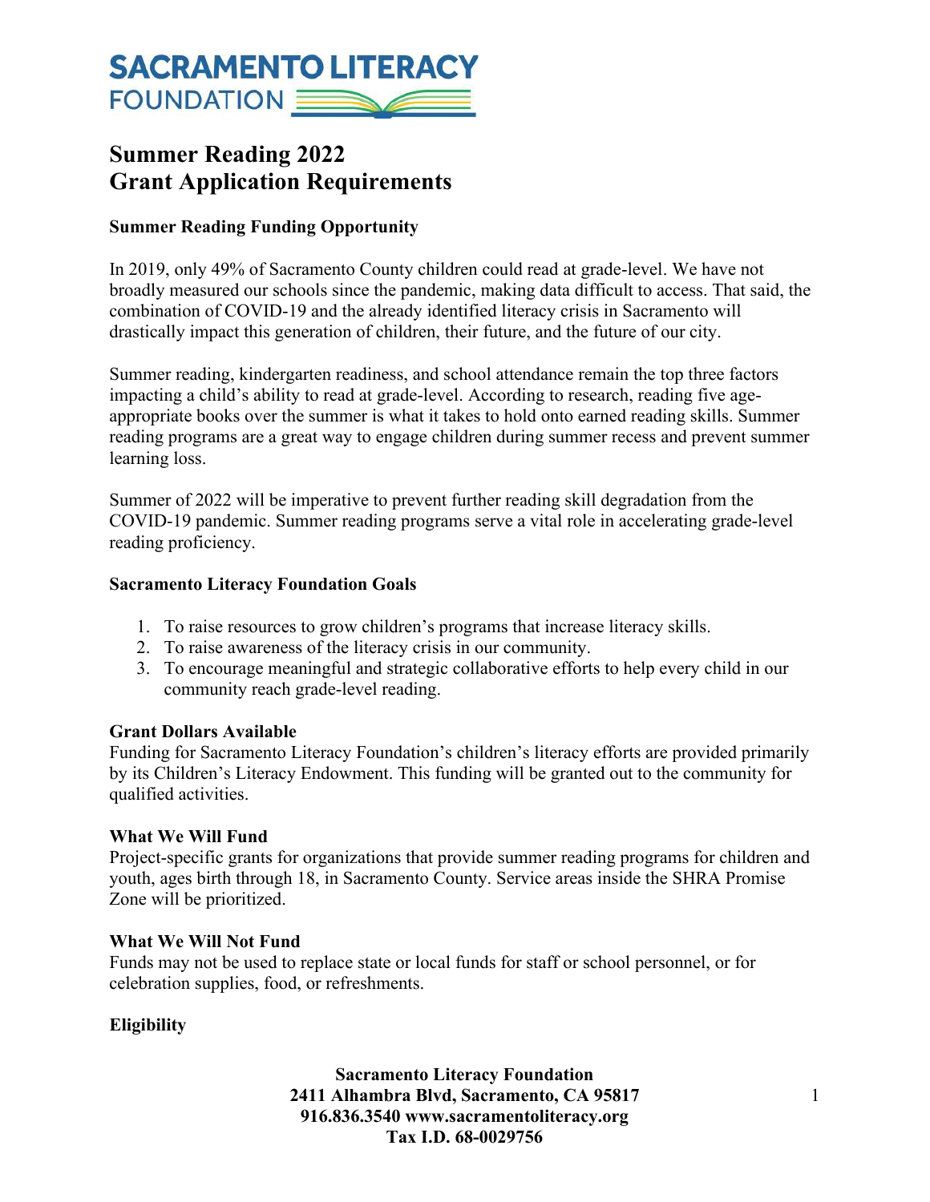# Summer Reading 2022
# Grant Application Requirements

**Summer Reading Funding Opportunity**

In 2019, only 49% of Sacramento County children could read at grade-level. We have not broadly measured our schools since the pandemic, making data difficult to access. That said, the combination of COVID-19 and the already identified literacy crisis in Sacramento will drastically impact this generation of children, their future, and the future of our city.

Summer reading, kindergarten readiness, and school attendance remain the top three factors impacting a child's ability to read at grade-level. According to research, reading five age-appropriate books over the summer is what it takes to hold onto earned reading skills. Summer reading programs are a great way to engage children during summer recess and prevent summer learning loss.

Summer of 2022 will be imperative to prevent further reading skill degradation from the COVID-19 pandemic. Summer reading programs serve a vital role in accelerating grade-level reading proficiency.

**Sacramento Literacy Foundation Goals**

1. To raise resources to grow children's programs that increase literacy skills.
2. To raise awareness of the literacy crisis in our community.
3. To encourage meaningful and strategic collaborative efforts to help every child in our community reach grade-level reading.

**Grant Dollars Available**
Funding for Sacramento Literacy Foundation's children's literacy efforts are provided primarily by its Children's Literacy Endowment. This funding will be granted out to the community for qualified activities.

**What We Will Fund**
Project-specific grants for organizations that provide summer reading programs for children and youth, ages birth through 18, in Sacramento County. Service areas inside the SHRA Promise Zone will be prioritized.

**What We Will Not Fund**
Funds may not be used to replace state or local funds for staff or school personnel, or for celebration supplies, food, or refreshments.

**Eligibility**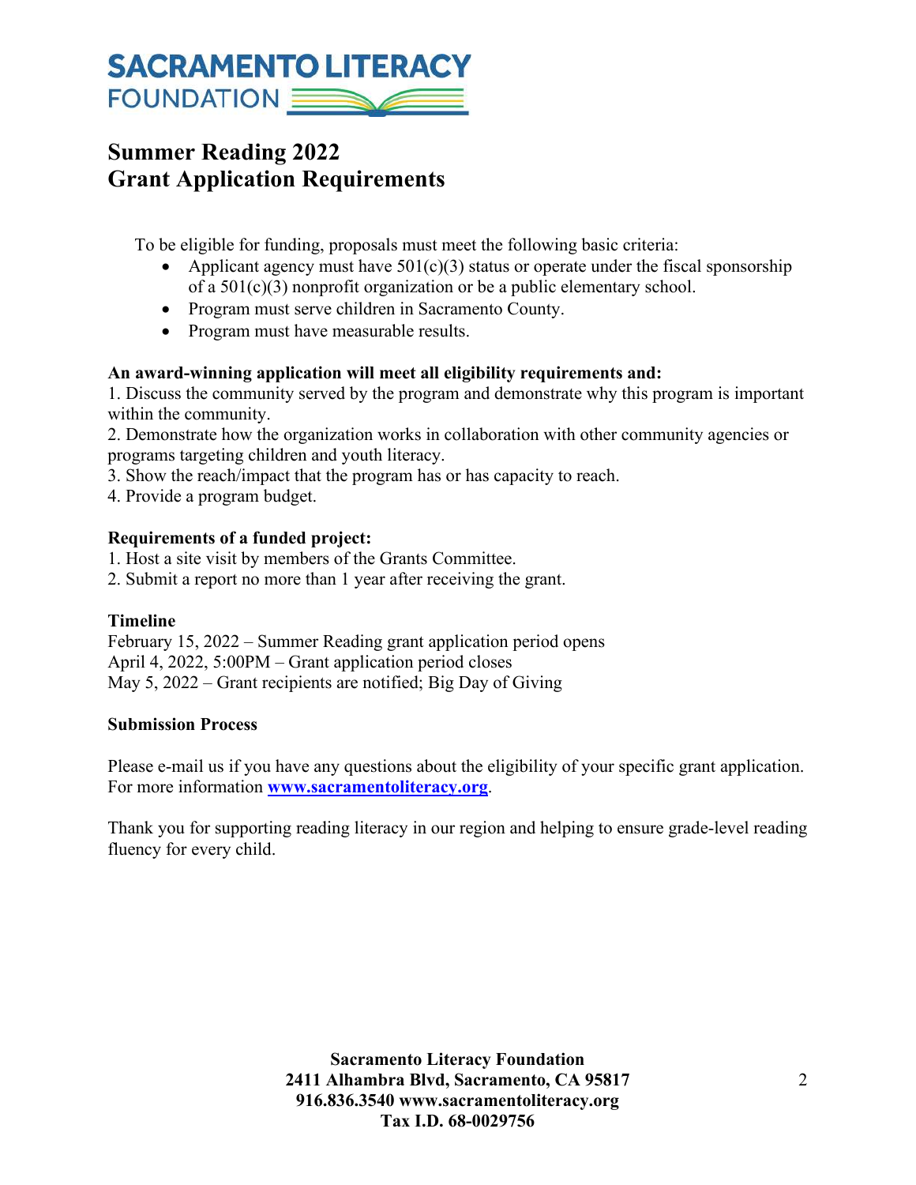# SACRAMENTO LITERACY FOUNDATION

## Summer Reading 2022
## Grant Application Requirements

To be eligible for funding, proposals must meet the following basic criteria:

- Applicant agency must have 501(c)(3) status or operate under the fiscal sponsorship of a 501(c)(3) nonprofit organization or be a public elementary school.
- Program must serve children in Sacramento County.
- Program must have measurable results.

**An award-winning application will meet all eligibility requirements and:**

1. Discuss the community served by the program and demonstrate why this program is important within the community.
2. Demonstrate how the organization works in collaboration with other community agencies or programs targeting children and youth literacy.
3. Show the reach/impact that the program has or has capacity to reach.
4. Provide a program budget.

**Requirements of a funded project:**

1. Host a site visit by members of the Grants Committee.
2. Submit a report no more than 1 year after receiving the grant.

**Timeline**

February 15, 2022 – Summer Reading grant application period opens
April 4, 2022, 5:00PM – Grant application period closes
May 5, 2022 – Grant recipients are notified; Big Day of Giving

**Submission Process**

Please e-mail us if you have any questions about the eligibility of your specific grant application. For more information **www.sacramentoliteracy.org**.

Thank you for supporting reading literacy in our region and helping to ensure grade-level reading fluency for every child.

**Sacramento Literacy Foundation**
**2411 Alhambra Blvd, Sacramento, CA 95817**
**916.836.3540 www.sacramentoliteracy.org**
**Tax I.D. 68-0029756**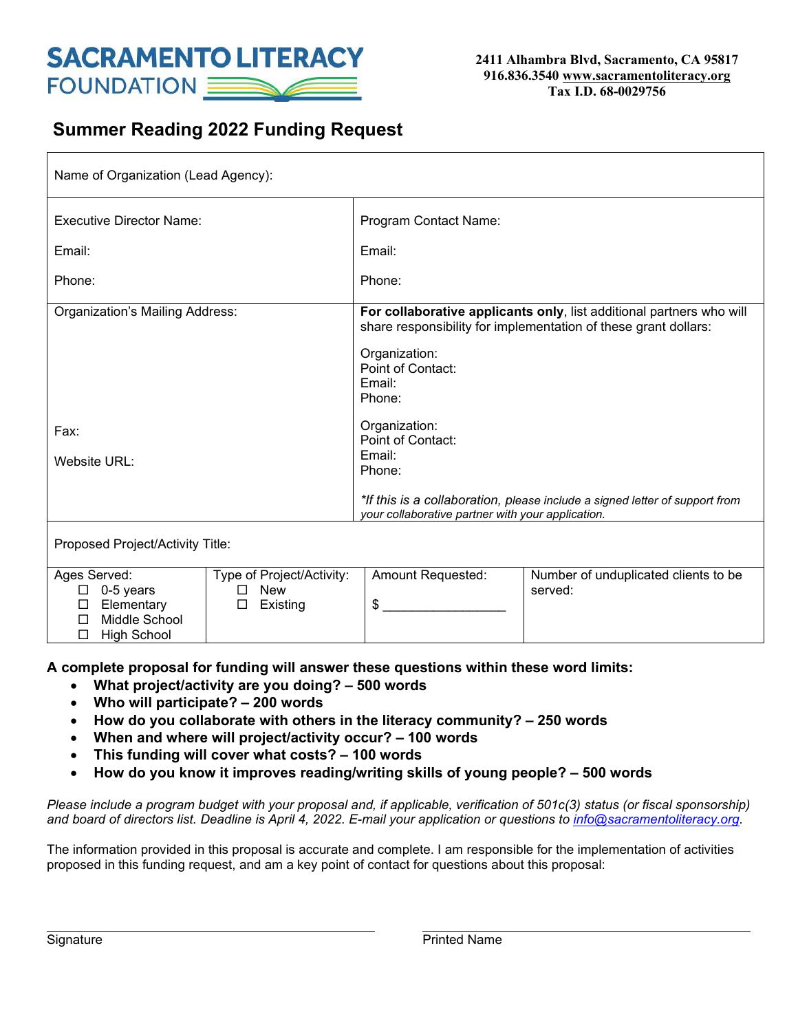SACRAMENTO LITERACY FOUNDATION

2411 Alhambra Blvd, Sacramento, CA 95817
916.836.3540 www.sacramentoliteracy.org
Tax I.D. 68-0029756

# Summer Reading 2022 Funding Request

| | | | |
|---|---|---|---|
| Name of Organization (Lead Agency): | | | |
| Executive Director Name:<br><br>Email:<br><br>Phone: | | Program Contact Name:<br><br>Email:<br><br>Phone: | |
| Organization's Mailing Address:<br><br><br><br>Fax:<br><br>Website URL: | | **For collaborative applicants only**, list additional partners who will share responsibility for implementation of these grant dollars:<br><br>Organization:<br>Point of Contact:<br>Email:<br>Phone:<br><br>Organization:<br>Point of Contact:<br>Email:<br>Phone:<br><br>*\*If this is a collaboration, please include a signed letter of support from your collaborative partner with your application.* | |
| Proposed Project/Activity Title: | | | |
| Ages Served:<br>☐ 0-5 years<br>☐ Elementary<br>☐ Middle School<br>☐ High School | Type of Project/Activity:<br>☐ New<br>☐ Existing | Amount Requested:<br><br>$ _________________ | Number of unduplicated clients to be served: |

**A complete proposal for funding will answer these questions within these word limits:**

- **What project/activity are you doing? – 500 words**
- **Who will participate? – 200 words**
- **How do you collaborate with others in the literacy community? – 250 words**
- **When and where will project/activity occur? – 100 words**
- **This funding will cover what costs? – 100 words**
- **How do you know it improves reading/writing skills of young people? – 500 words**

*Please include a program budget with your proposal and, if applicable, verification of 501c(3) status (or fiscal sponsorship) and board of directors list. Deadline is April 4, 2022. E-mail your application or questions to info@sacramentoliteracy.org.*

The information provided in this proposal is accurate and complete. I am responsible for the implementation of activities proposed in this funding request, and am a key point of contact for questions about this proposal:

_______________________________ _______________________________

Signature Printed Name